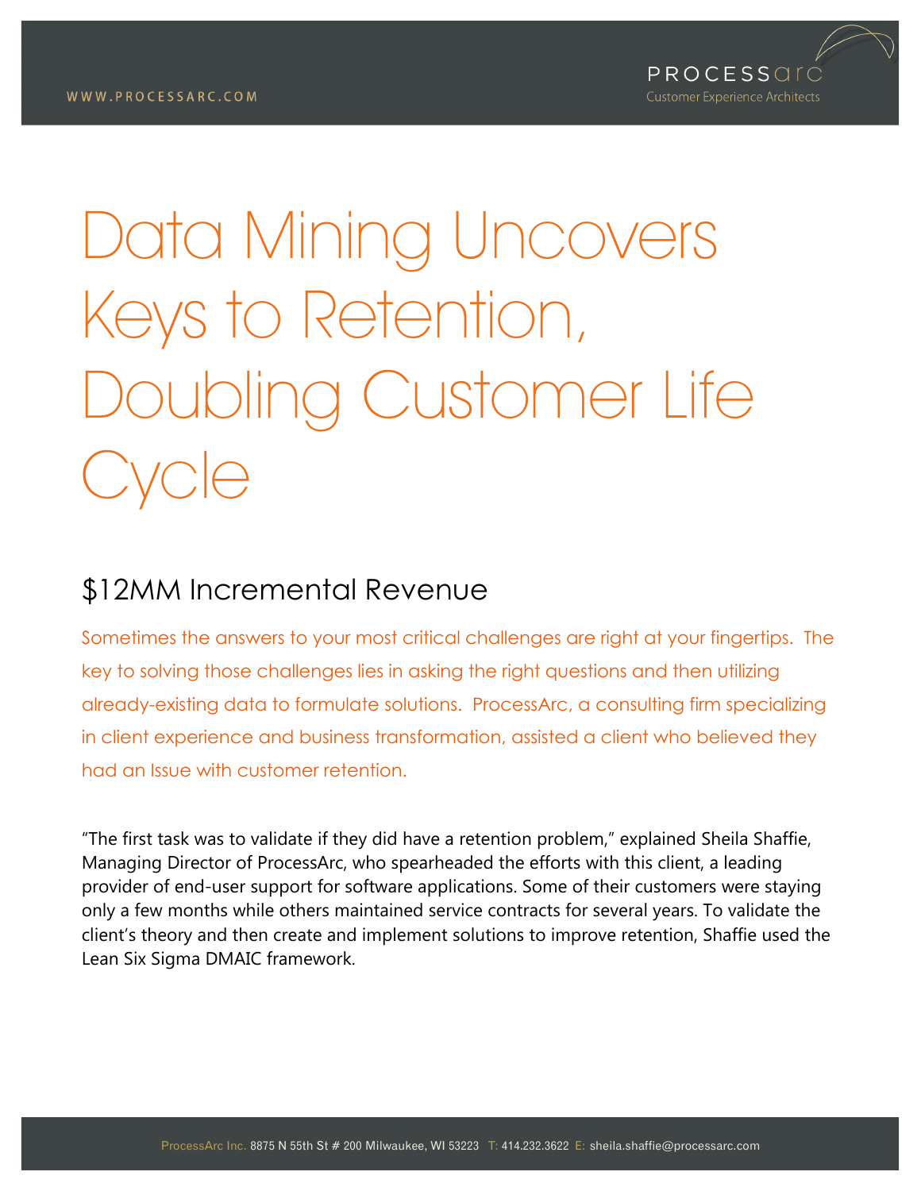# Data Mining Uncovers Keys to Retention, Doubling Customer Life Cycle

## $12MM Incremental Revenue

Sometimes the answers to your most critical challenges are right at your fingertips. The key to solving those challenges lies in asking the right questions and then utilizing already-existing data to formulate solutions. ProcessArc, a consulting firm specializing in client experience and business transformation, assisted a client who believed they had an Issue with customer retention.

"The first task was to validate if they did have a retention problem," explained Sheila Shaffie, Managing Director of ProcessArc, who spearheaded the efforts with this client, a leading provider of end-user support for software applications. Some of their customers were staying only a few months while others maintained service contracts for several years. To validate the client's theory and then create and implement solutions to improve retention, Shaffie used the Lean Six Sigma DMAIC framework.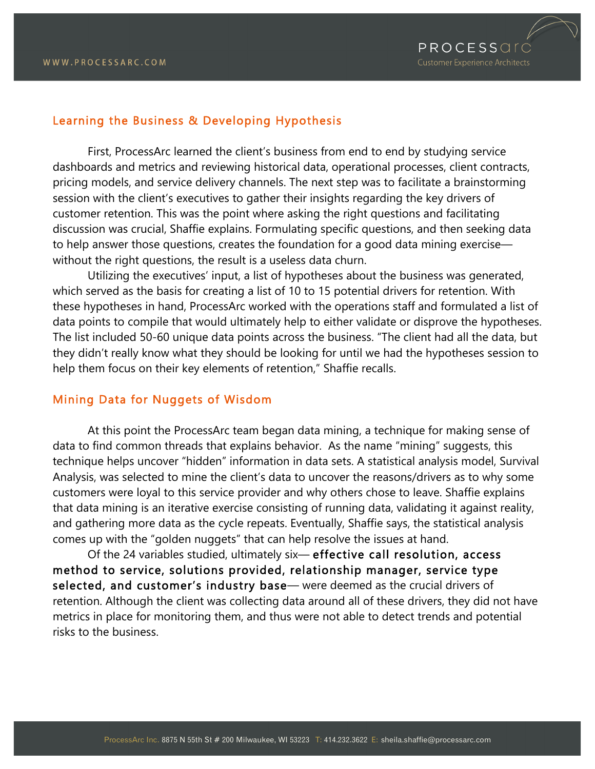## Learning the Business & Developing Hypothesis

First, ProcessArc learned the client's business from end to end by studying service dashboards and metrics and reviewing historical data, operational processes, client contracts, pricing models, and service delivery channels. The next step was to facilitate a brainstorming session with the client's executives to gather their insights regarding the key drivers of customer retention. This was the point where asking the right questions and facilitating discussion was crucial, Shaffie explains. Formulating specific questions, and then seeking data to help answer those questions, creates the foundation for a good data mining exercise—without the right questions, the result is a useless data churn.

Utilizing the executives' input, a list of hypotheses about the business was generated, which served as the basis for creating a list of 10 to 15 potential drivers for retention. With these hypotheses in hand, ProcessArc worked with the operations staff and formulated a list of data points to compile that would ultimately help to either validate or disprove the hypotheses. The list included 50-60 unique data points across the business. "The client had all the data, but they didn't really know what they should be looking for until we had the hypotheses session to help them focus on their key elements of retention," Shaffie recalls.

## Mining Data for Nuggets of Wisdom

At this point the ProcessArc team began data mining, a technique for making sense of data to find common threads that explains behavior. As the name "mining" suggests, this technique helps uncover "hidden" information in data sets. A statistical analysis model, Survival Analysis, was selected to mine the client's data to uncover the reasons/drivers as to why some customers were loyal to this service provider and why others chose to leave. Shaffie explains that data mining is an iterative exercise consisting of running data, validating it against reality, and gathering more data as the cycle repeats. Eventually, Shaffie says, the statistical analysis comes up with the "golden nuggets" that can help resolve the issues at hand.

Of the 24 variables studied, ultimately six— **effective call resolution, access method to service, solutions provided, relationship manager, service type selected, and customer's industry base**— were deemed as the crucial drivers of retention. Although the client was collecting data around all of these drivers, they did not have metrics in place for monitoring them, and thus were not able to detect trends and potential risks to the business.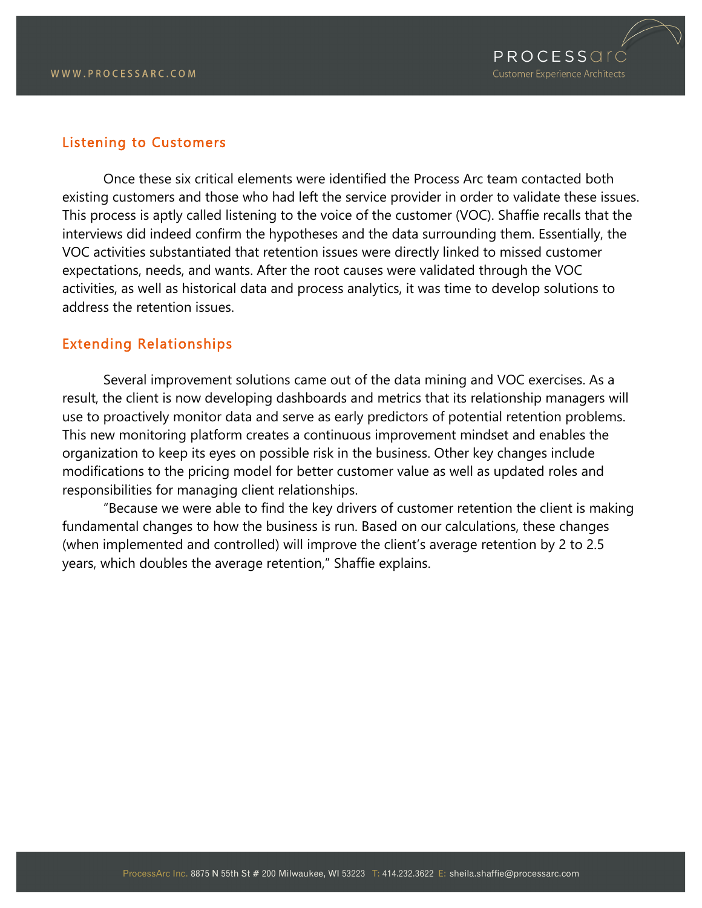## Listening to Customers

Once these six critical elements were identified the Process Arc team contacted both existing customers and those who had left the service provider in order to validate these issues. This process is aptly called listening to the voice of the customer (VOC). Shaffie recalls that the interviews did indeed confirm the hypotheses and the data surrounding them. Essentially, the VOC activities substantiated that retention issues were directly linked to missed customer expectations, needs, and wants. After the root causes were validated through the VOC activities, as well as historical data and process analytics, it was time to develop solutions to address the retention issues.

## Extending Relationships

Several improvement solutions came out of the data mining and VOC exercises. As a result, the client is now developing dashboards and metrics that its relationship managers will use to proactively monitor data and serve as early predictors of potential retention problems. This new monitoring platform creates a continuous improvement mindset and enables the organization to keep its eyes on possible risk in the business. Other key changes include modifications to the pricing model for better customer value as well as updated roles and responsibilities for managing client relationships.

"Because we were able to find the key drivers of customer retention the client is making fundamental changes to how the business is run. Based on our calculations, these changes (when implemented and controlled) will improve the client's average retention by 2 to 2.5 years, which doubles the average retention," Shaffie explains.